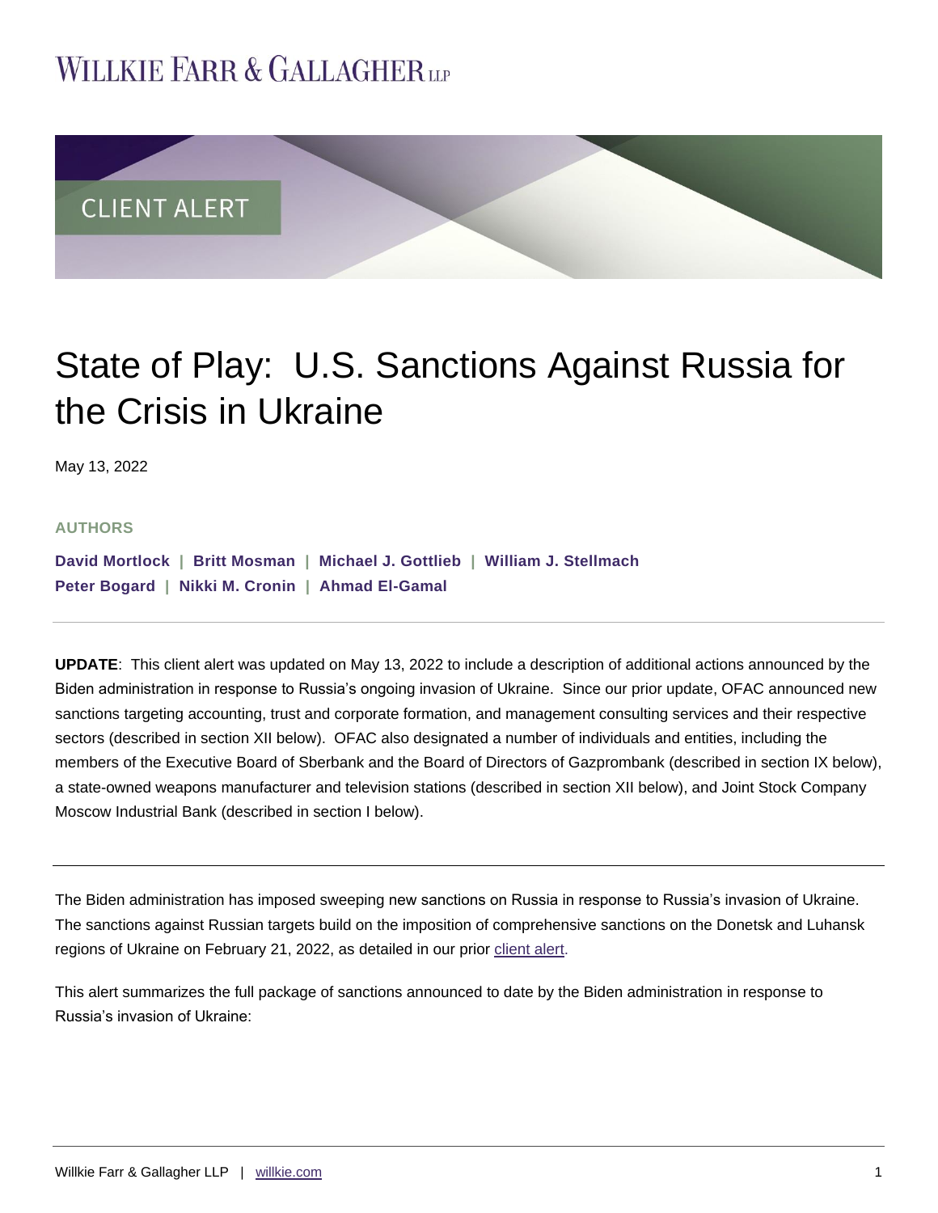WILLKIE FARR & GALLAGHER LLP

CLIENT ALERT

# State of Play: U.S. Sanctions Against Russia for the Crisis in Ukraine

May 13, 2022

**AUTHORS**

**David Mortlock** | **Britt Mosman** | **Michael J. Gottlieb** | **William J. Stellmach**
**Peter Bogard** | **Nikki M. Cronin** | **Ahmad El-Gamal**

---

**UPDATE**: This client alert was updated on May 13, 2022 to include a description of additional actions announced by the Biden administration in response to Russia's ongoing invasion of Ukraine. Since our prior update, OFAC announced new sanctions targeting accounting, trust and corporate formation, and management consulting services and their respective sectors (described in section XII below). OFAC also designated a number of individuals and entities, including the members of the Executive Board of Sberbank and the Board of Directors of Gazprombank (described in section IX below), a state-owned weapons manufacturer and television stations (described in section XII below), and Joint Stock Company Moscow Industrial Bank (described in section I below).

---

The Biden administration has imposed sweeping new sanctions on Russia in response to Russia's invasion of Ukraine. The sanctions against Russian targets build on the imposition of comprehensive sanctions on the Donetsk and Luhansk regions of Ukraine on February 21, 2022, as detailed in our prior client alert.

This alert summarizes the full package of sanctions announced to date by the Biden administration in response to Russia's invasion of Ukraine: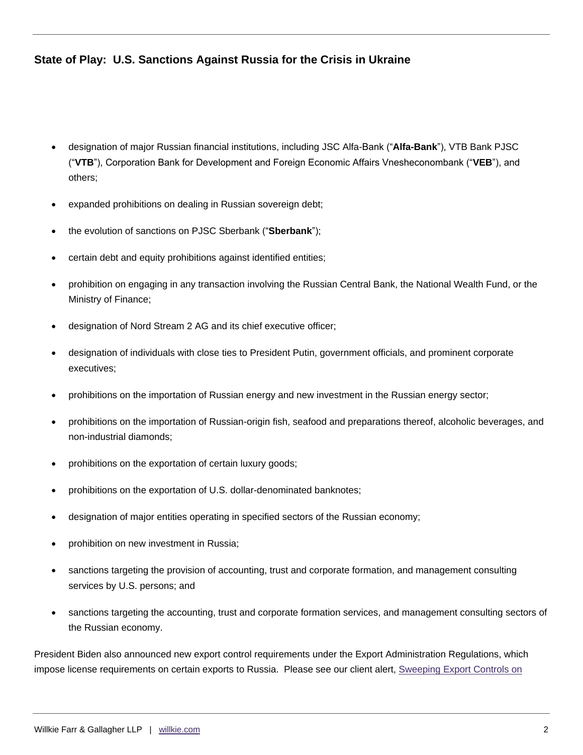- designation of major Russian financial institutions, including JSC Alfa-Bank ("**Alfa-Bank**"), VTB Bank PJSC ("**VTB**"), Corporation Bank for Development and Foreign Economic Affairs Vnesheconombank ("**VEB**"), and others;
- expanded prohibitions on dealing in Russian sovereign debt;
- the evolution of sanctions on PJSC Sberbank ("**Sberbank**");
- certain debt and equity prohibitions against identified entities;
- prohibition on engaging in any transaction involving the Russian Central Bank, the National Wealth Fund, or the Ministry of Finance;
- designation of Nord Stream 2 AG and its chief executive officer;
- designation of individuals with close ties to President Putin, government officials, and prominent corporate executives;
- prohibitions on the importation of Russian energy and new investment in the Russian energy sector;
- prohibitions on the importation of Russian-origin fish, seafood and preparations thereof, alcoholic beverages, and non-industrial diamonds;
- prohibitions on the exportation of certain luxury goods;
- prohibitions on the exportation of U.S. dollar-denominated banknotes;
- designation of major entities operating in specified sectors of the Russian economy;
- prohibition on new investment in Russia;
- sanctions targeting the provision of accounting, trust and corporate formation, and management consulting services by U.S. persons; and
- sanctions targeting the accounting, trust and corporate formation services, and management consulting sectors of the Russian economy.

President Biden also announced new export control requirements under the Export Administration Regulations, which impose license requirements on certain exports to Russia. Please see our client alert, Sweeping Export Controls on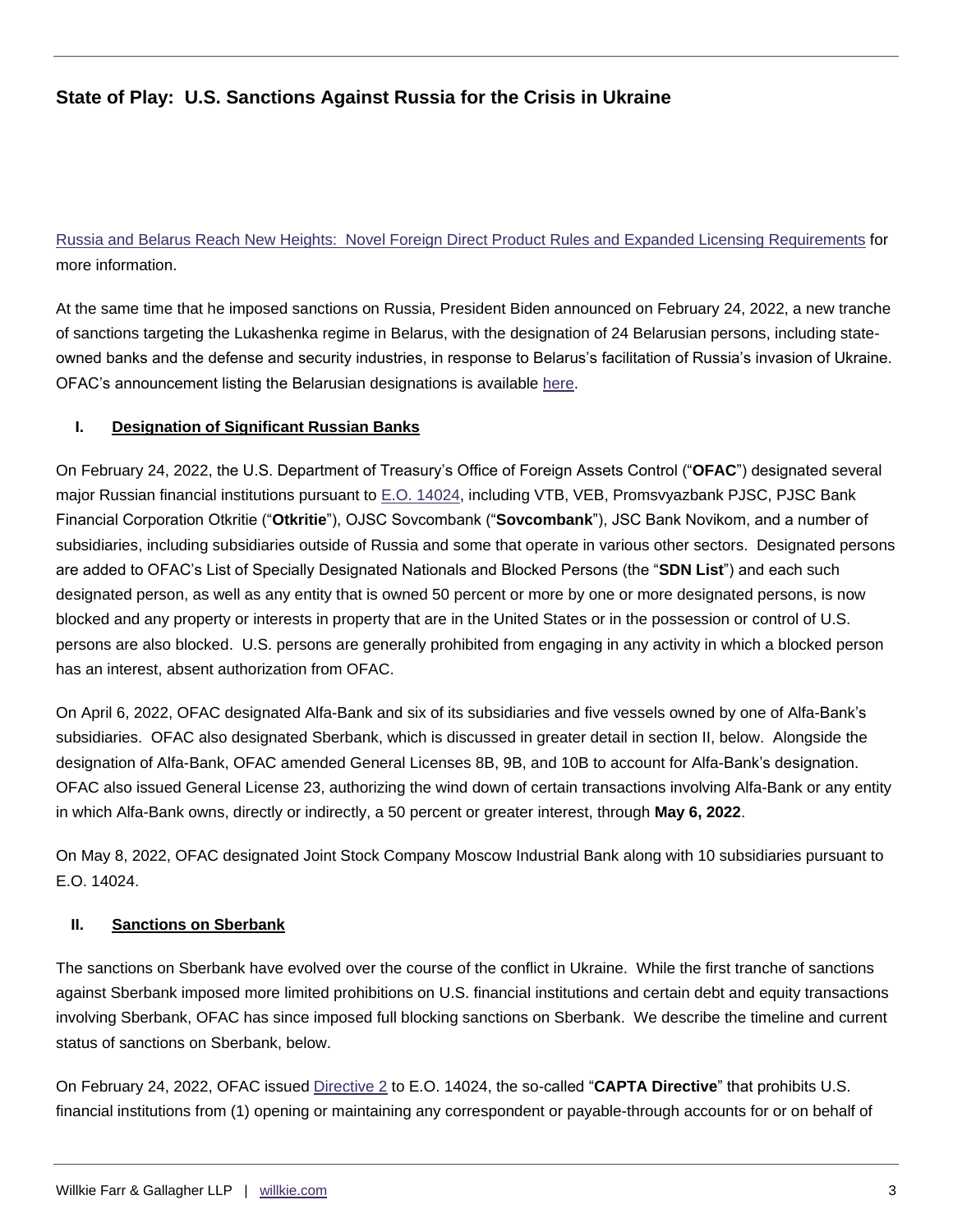Russia and Belarus Reach New Heights: Novel Foreign Direct Product Rules and Expanded Licensing Requirements for more information.

At the same time that he imposed sanctions on Russia, President Biden announced on February 24, 2022, a new tranche of sanctions targeting the Lukashenka regime in Belarus, with the designation of 24 Belarusian persons, including state-owned banks and the defense and security industries, in response to Belarus's facilitation of Russia's invasion of Ukraine. OFAC's announcement listing the Belarusian designations is available here.

## I. Designation of Significant Russian Banks

On February 24, 2022, the U.S. Department of Treasury's Office of Foreign Assets Control ("**OFAC**") designated several major Russian financial institutions pursuant to E.O. 14024, including VTB, VEB, Promsvyazbank PJSC, PJSC Bank Financial Corporation Otkritie ("**Otkritie**"), OJSC Sovcombank ("**Sovcombank**"), JSC Bank Novikom, and a number of subsidiaries, including subsidiaries outside of Russia and some that operate in various other sectors. Designated persons are added to OFAC's List of Specially Designated Nationals and Blocked Persons (the "**SDN List**") and each such designated person, as well as any entity that is owned 50 percent or more by one or more designated persons, is now blocked and any property or interests in property that are in the United States or in the possession or control of U.S. persons are also blocked. U.S. persons are generally prohibited from engaging in any activity in which a blocked person has an interest, absent authorization from OFAC.

On April 6, 2022, OFAC designated Alfa-Bank and six of its subsidiaries and five vessels owned by one of Alfa-Bank's subsidiaries. OFAC also designated Sberbank, which is discussed in greater detail in section II, below. Alongside the designation of Alfa-Bank, OFAC amended General Licenses 8B, 9B, and 10B to account for Alfa-Bank's designation. OFAC also issued General License 23, authorizing the wind down of certain transactions involving Alfa-Bank or any entity in which Alfa-Bank owns, directly or indirectly, a 50 percent or greater interest, through **May 6, 2022**.

On May 8, 2022, OFAC designated Joint Stock Company Moscow Industrial Bank along with 10 subsidiaries pursuant to E.O. 14024.

## II. Sanctions on Sberbank

The sanctions on Sberbank have evolved over the course of the conflict in Ukraine. While the first tranche of sanctions against Sberbank imposed more limited prohibitions on U.S. financial institutions and certain debt and equity transactions involving Sberbank, OFAC has since imposed full blocking sanctions on Sberbank. We describe the timeline and current status of sanctions on Sberbank, below.

On February 24, 2022, OFAC issued Directive 2 to E.O. 14024, the so-called "**CAPTA Directive**" that prohibits U.S. financial institutions from (1) opening or maintaining any correspondent or payable-through accounts for or on behalf of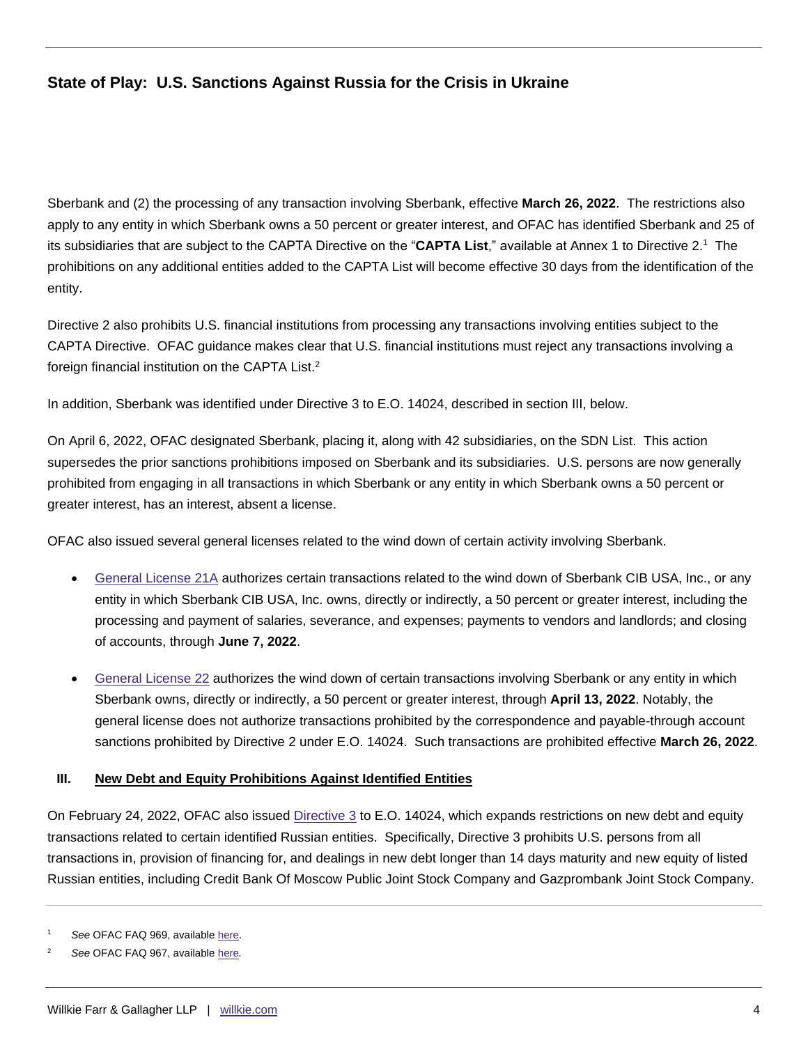Sberbank and (2) the processing of any transaction involving Sberbank, effective **March 26, 2022**. The restrictions also apply to any entity in which Sberbank owns a 50 percent or greater interest, and OFAC has identified Sberbank and 25 of its subsidiaries that are subject to the CAPTA Directive on the "**CAPTA List**," available at Annex 1 to Directive 2.[1] The prohibitions on any additional entities added to the CAPTA List will become effective 30 days from the identification of the entity.

Directive 2 also prohibits U.S. financial institutions from processing any transactions involving entities subject to the CAPTA Directive. OFAC guidance makes clear that U.S. financial institutions must reject any transactions involving a foreign financial institution on the CAPTA List.[2]

In addition, Sberbank was identified under Directive 3 to E.O. 14024, described in section III, below.

On April 6, 2022, OFAC designated Sberbank, placing it, along with 42 subsidiaries, on the SDN List. This action supersedes the prior sanctions prohibitions imposed on Sberbank and its subsidiaries. U.S. persons are now generally prohibited from engaging in all transactions in which Sberbank or any entity in which Sberbank owns a 50 percent or greater interest, has an interest, absent a license.

OFAC also issued several general licenses related to the wind down of certain activity involving Sberbank.

- General License 21A authorizes certain transactions related to the wind down of Sberbank CIB USA, Inc., or any entity in which Sberbank CIB USA, Inc. owns, directly or indirectly, a 50 percent or greater interest, including the processing and payment of salaries, severance, and expenses; payments to vendors and landlords; and closing of accounts, through **June 7, 2022**.
- General License 22 authorizes the wind down of certain transactions involving Sberbank or any entity in which Sberbank owns, directly or indirectly, a 50 percent or greater interest, through **April 13, 2022**. Notably, the general license does not authorize transactions prohibited by the correspondence and payable-through account sanctions prohibited by Directive 2 under E.O. 14024. Such transactions are prohibited effective **March 26, 2022**.

## III. New Debt and Equity Prohibitions Against Identified Entities

On February 24, 2022, OFAC also issued Directive 3 to E.O. 14024, which expands restrictions on new debt and equity transactions related to certain identified Russian entities. Specifically, Directive 3 prohibits U.S. persons from all transactions in, provision of financing for, and dealings in new debt longer than 14 days maturity and new equity of listed Russian entities, including Credit Bank Of Moscow Public Joint Stock Company and Gazprombank Joint Stock Company.

---

[1] *See* OFAC FAQ 969, available here.

[2] *See* OFAC FAQ 967, available here.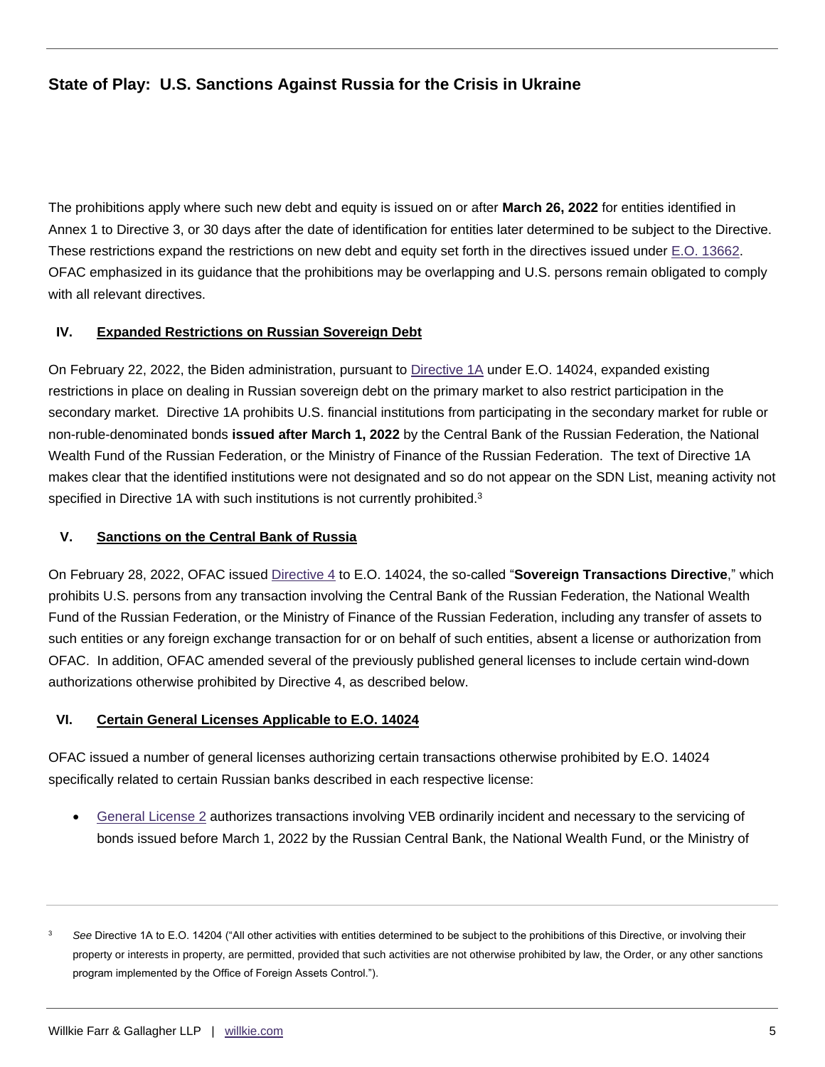The prohibitions apply where such new debt and equity is issued on or after **March 26, 2022** for entities identified in Annex 1 to Directive 3, or 30 days after the date of identification for entities later determined to be subject to the Directive. These restrictions expand the restrictions on new debt and equity set forth in the directives issued under E.O. 13662. OFAC emphasized in its guidance that the prohibitions may be overlapping and U.S. persons remain obligated to comply with all relevant directives.

## IV. Expanded Restrictions on Russian Sovereign Debt

On February 22, 2022, the Biden administration, pursuant to Directive 1A under E.O. 14024, expanded existing restrictions in place on dealing in Russian sovereign debt on the primary market to also restrict participation in the secondary market. Directive 1A prohibits U.S. financial institutions from participating in the secondary market for ruble or non-ruble-denominated bonds **issued after March 1, 2022** by the Central Bank of the Russian Federation, the National Wealth Fund of the Russian Federation, or the Ministry of Finance of the Russian Federation. The text of Directive 1A makes clear that the identified institutions were not designated and so do not appear on the SDN List, meaning activity not specified in Directive 1A with such institutions is not currently prohibited.[3]

## V. Sanctions on the Central Bank of Russia

On February 28, 2022, OFAC issued Directive 4 to E.O. 14024, the so-called "**Sovereign Transactions Directive**," which prohibits U.S. persons from any transaction involving the Central Bank of the Russian Federation, the National Wealth Fund of the Russian Federation, or the Ministry of Finance of the Russian Federation, including any transfer of assets to such entities or any foreign exchange transaction for or on behalf of such entities, absent a license or authorization from OFAC. In addition, OFAC amended several of the previously published general licenses to include certain wind-down authorizations otherwise prohibited by Directive 4, as described below.

## VI. Certain General Licenses Applicable to E.O. 14024

OFAC issued a number of general licenses authorizing certain transactions otherwise prohibited by E.O. 14024 specifically related to certain Russian banks described in each respective license:

- General License 2 authorizes transactions involving VEB ordinarily incident and necessary to the servicing of bonds issued before March 1, 2022 by the Russian Central Bank, the National Wealth Fund, or the Ministry of

---

[3] *See* Directive 1A to E.O. 14204 ("All other activities with entities determined to be subject to the prohibitions of this Directive, or involving their property or interests in property, are permitted, provided that such activities are not otherwise prohibited by law, the Order, or any other sanctions program implemented by the Office of Foreign Assets Control.").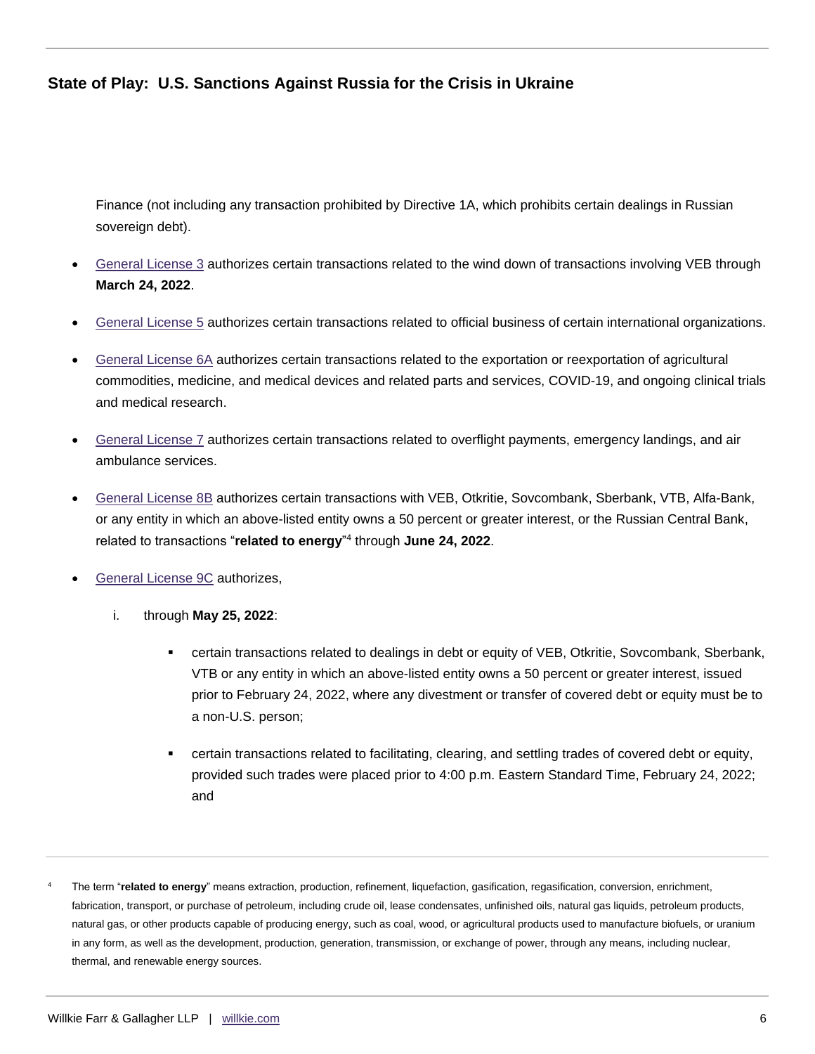Finance (not including any transaction prohibited by Directive 1A, which prohibits certain dealings in Russian sovereign debt).

- General License 3 authorizes certain transactions related to the wind down of transactions involving VEB through **March 24, 2022**.

- General License 5 authorizes certain transactions related to official business of certain international organizations.

- General License 6A authorizes certain transactions related to the exportation or reexportation of agricultural commodities, medicine, and medical devices and related parts and services, COVID-19, and ongoing clinical trials and medical research.

- General License 7 authorizes certain transactions related to overflight payments, emergency landings, and air ambulance services.

- General License 8B authorizes certain transactions with VEB, Otkritie, Sovcombank, Sberbank, VTB, Alfa-Bank, or any entity in which an above-listed entity owns a 50 percent or greater interest, or the Russian Central Bank, related to transactions "**related to energy**"[4] through **June 24, 2022**.

- General License 9C authorizes,

  i. through **May 25, 2022**:

     - certain transactions related to dealings in debt or equity of VEB, Otkritie, Sovcombank, Sberbank, VTB or any entity in which an above-listed entity owns a 50 percent or greater interest, issued prior to February 24, 2022, where any divestment or transfer of covered debt or equity must be to a non-U.S. person;

     - certain transactions related to facilitating, clearing, and settling trades of covered debt or equity, provided such trades were placed prior to 4:00 p.m. Eastern Standard Time, February 24, 2022; and

---

[4] The term "**related to energy**" means extraction, production, refinement, liquefaction, gasification, regasification, conversion, enrichment, fabrication, transport, or purchase of petroleum, including crude oil, lease condensates, unfinished oils, natural gas liquids, petroleum products, natural gas, or other products capable of producing energy, such as coal, wood, or agricultural products used to manufacture biofuels, or uranium in any form, as well as the development, production, generation, transmission, or exchange of power, through any means, including nuclear, thermal, and renewable energy sources.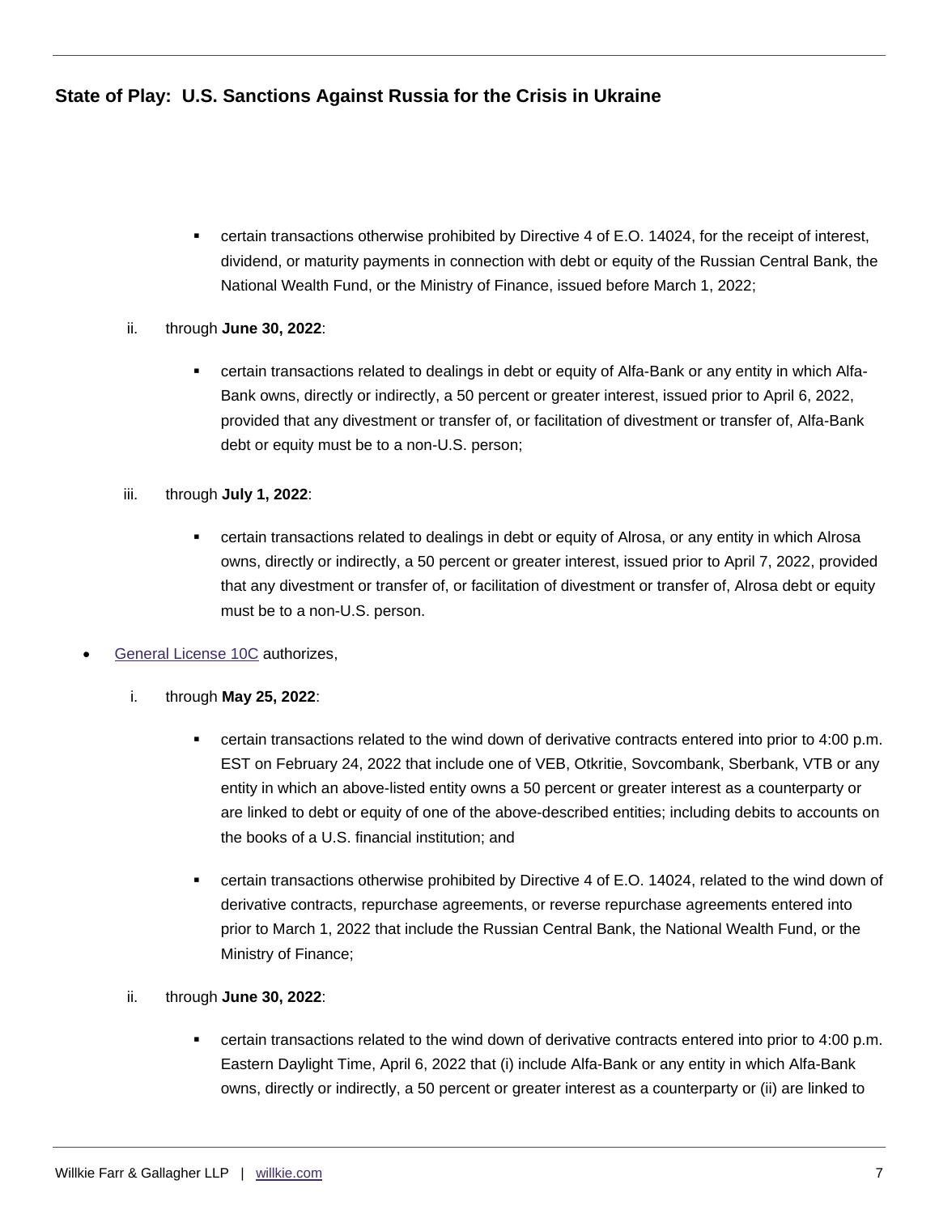- certain transactions otherwise prohibited by Directive 4 of E.O. 14024, for the receipt of interest, dividend, or maturity payments in connection with debt or equity of the Russian Central Bank, the National Wealth Fund, or the Ministry of Finance, issued before March 1, 2022;

ii. through **June 30, 2022**:

- certain transactions related to dealings in debt or equity of Alfa-Bank or any entity in which Alfa-Bank owns, directly or indirectly, a 50 percent or greater interest, issued prior to April 6, 2022, provided that any divestment or transfer of, or facilitation of divestment or transfer of, Alfa-Bank debt or equity must be to a non-U.S. person;

iii. through **July 1, 2022**:

- certain transactions related to dealings in debt or equity of Alrosa, or any entity in which Alrosa owns, directly or indirectly, a 50 percent or greater interest, issued prior to April 7, 2022, provided that any divestment or transfer of, or facilitation of divestment or transfer of, Alrosa debt or equity must be to a non-U.S. person.

- General License 10C authorizes,

  i. through **May 25, 2022**:

  - certain transactions related to the wind down of derivative contracts entered into prior to 4:00 p.m. EST on February 24, 2022 that include one of VEB, Otkritie, Sovcombank, Sberbank, VTB or any entity in which an above-listed entity owns a 50 percent or greater interest as a counterparty or are linked to debt or equity of one of the above-described entities; including debits to accounts on the books of a U.S. financial institution; and

  - certain transactions otherwise prohibited by Directive 4 of E.O. 14024, related to the wind down of derivative contracts, repurchase agreements, or reverse repurchase agreements entered into prior to March 1, 2022 that include the Russian Central Bank, the National Wealth Fund, or the Ministry of Finance;

  ii. through **June 30, 2022**:

  - certain transactions related to the wind down of derivative contracts entered into prior to 4:00 p.m. Eastern Daylight Time, April 6, 2022 that (i) include Alfa-Bank or any entity in which Alfa-Bank owns, directly or indirectly, a 50 percent or greater interest as a counterparty or (ii) are linked to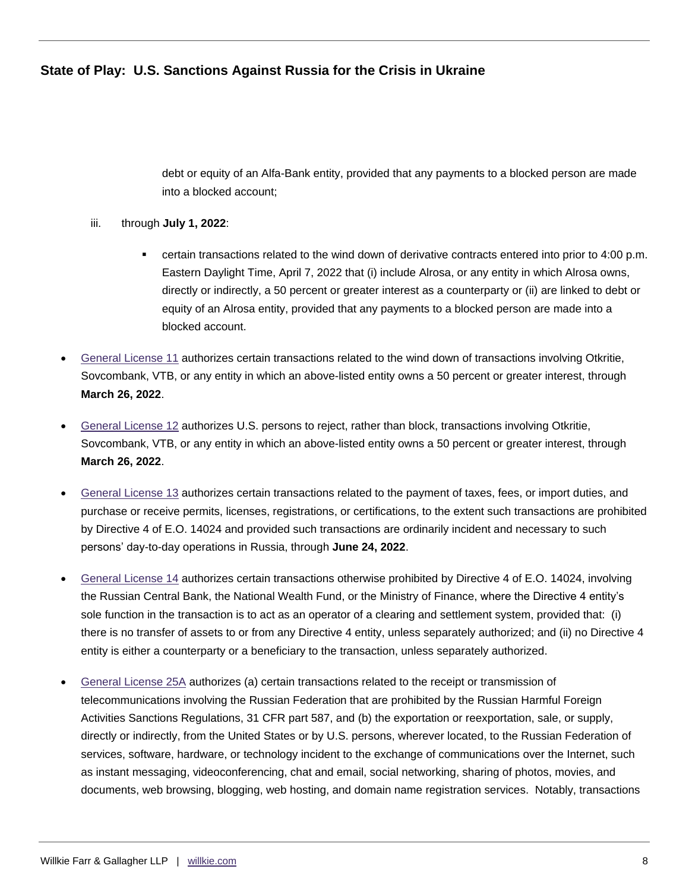debt or equity of an Alfa-Bank entity, provided that any payments to a blocked person are made into a blocked account;

iii. through **July 1, 2022**:

- certain transactions related to the wind down of derivative contracts entered into prior to 4:00 p.m. Eastern Daylight Time, April 7, 2022 that (i) include Alrosa, or any entity in which Alrosa owns, directly or indirectly, a 50 percent or greater interest as a counterparty or (ii) are linked to debt or equity of an Alrosa entity, provided that any payments to a blocked person are made into a blocked account.

- General License 11 authorizes certain transactions related to the wind down of transactions involving Otkritie, Sovcombank, VTB, or any entity in which an above-listed entity owns a 50 percent or greater interest, through **March 26, 2022**.

- General License 12 authorizes U.S. persons to reject, rather than block, transactions involving Otkritie, Sovcombank, VTB, or any entity in which an above-listed entity owns a 50 percent or greater interest, through **March 26, 2022**.

- General License 13 authorizes certain transactions related to the payment of taxes, fees, or import duties, and purchase or receive permits, licenses, registrations, or certifications, to the extent such transactions are prohibited by Directive 4 of E.O. 14024 and provided such transactions are ordinarily incident and necessary to such persons' day-to-day operations in Russia, through **June 24, 2022**.

- General License 14 authorizes certain transactions otherwise prohibited by Directive 4 of E.O. 14024, involving the Russian Central Bank, the National Wealth Fund, or the Ministry of Finance, where the Directive 4 entity's sole function in the transaction is to act as an operator of a clearing and settlement system, provided that: (i) there is no transfer of assets to or from any Directive 4 entity, unless separately authorized; and (ii) no Directive 4 entity is either a counterparty or a beneficiary to the transaction, unless separately authorized.

- General License 25A authorizes (a) certain transactions related to the receipt or transmission of telecommunications involving the Russian Federation that are prohibited by the Russian Harmful Foreign Activities Sanctions Regulations, 31 CFR part 587, and (b) the exportation or reexportation, sale, or supply, directly or indirectly, from the United States or by U.S. persons, wherever located, to the Russian Federation of services, software, hardware, or technology incident to the exchange of communications over the Internet, such as instant messaging, videoconferencing, chat and email, social networking, sharing of photos, movies, and documents, web browsing, blogging, web hosting, and domain name registration services. Notably, transactions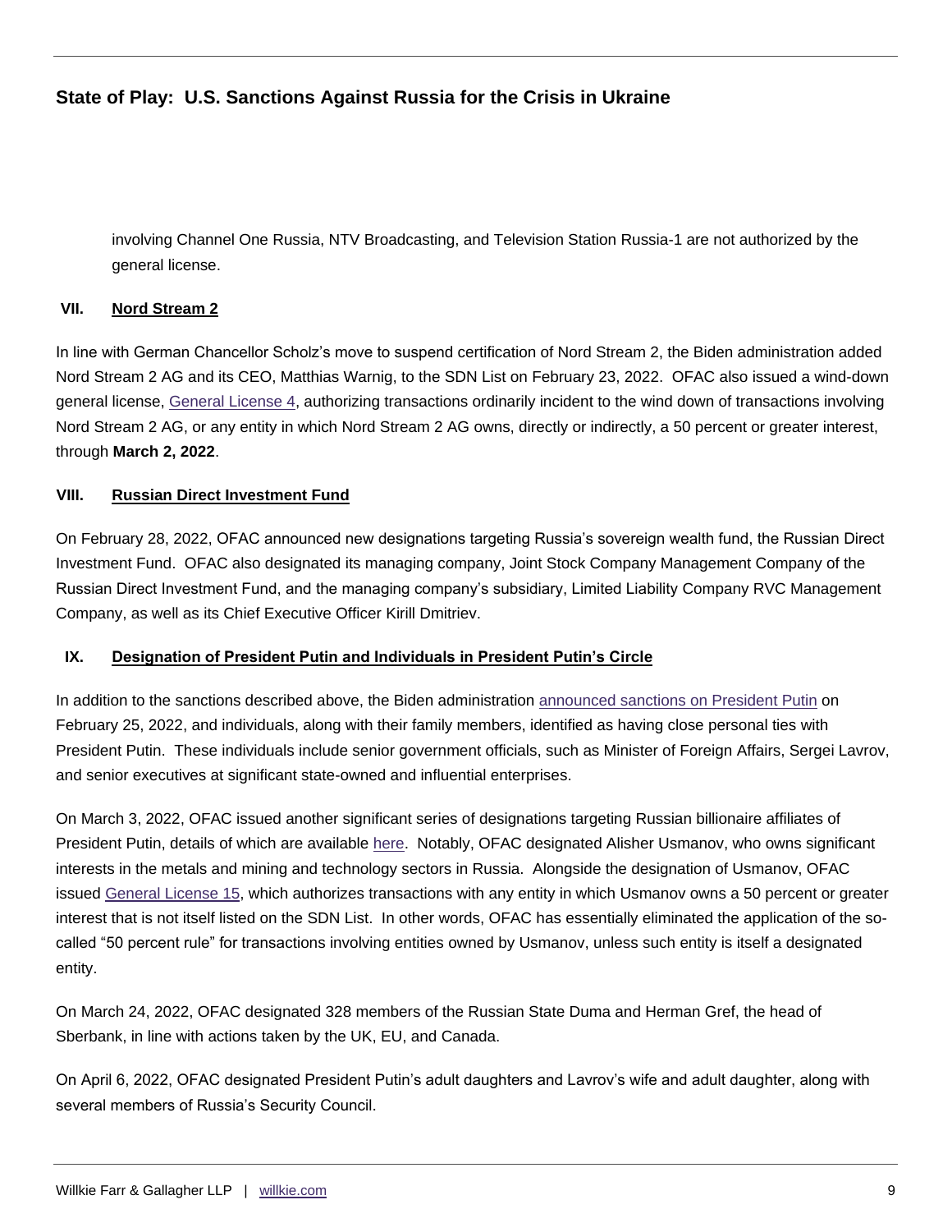involving Channel One Russia, NTV Broadcasting, and Television Station Russia-1 are not authorized by the general license.

## VII. Nord Stream 2

In line with German Chancellor Scholz's move to suspend certification of Nord Stream 2, the Biden administration added Nord Stream 2 AG and its CEO, Matthias Warnig, to the SDN List on February 23, 2022. OFAC also issued a wind-down general license, General License 4, authorizing transactions ordinarily incident to the wind down of transactions involving Nord Stream 2 AG, or any entity in which Nord Stream 2 AG owns, directly or indirectly, a 50 percent or greater interest, through **March 2, 2022**.

## VIII. Russian Direct Investment Fund

On February 28, 2022, OFAC announced new designations targeting Russia's sovereign wealth fund, the Russian Direct Investment Fund. OFAC also designated its managing company, Joint Stock Company Management Company of the Russian Direct Investment Fund, and the managing company's subsidiary, Limited Liability Company RVC Management Company, as well as its Chief Executive Officer Kirill Dmitriev.

## IX. Designation of President Putin and Individuals in President Putin's Circle

In addition to the sanctions described above, the Biden administration announced sanctions on President Putin on February 25, 2022, and individuals, along with their family members, identified as having close personal ties with President Putin. These individuals include senior government officials, such as Minister of Foreign Affairs, Sergei Lavrov, and senior executives at significant state-owned and influential enterprises.

On March 3, 2022, OFAC issued another significant series of designations targeting Russian billionaire affiliates of President Putin, details of which are available here. Notably, OFAC designated Alisher Usmanov, who owns significant interests in the metals and mining and technology sectors in Russia. Alongside the designation of Usmanov, OFAC issued General License 15, which authorizes transactions with any entity in which Usmanov owns a 50 percent or greater interest that is not itself listed on the SDN List. In other words, OFAC has essentially eliminated the application of the so-called "50 percent rule" for transactions involving entities owned by Usmanov, unless such entity is itself a designated entity.

On March 24, 2022, OFAC designated 328 members of the Russian State Duma and Herman Gref, the head of Sberbank, in line with actions taken by the UK, EU, and Canada.

On April 6, 2022, OFAC designated President Putin's adult daughters and Lavrov's wife and adult daughter, along with several members of Russia's Security Council.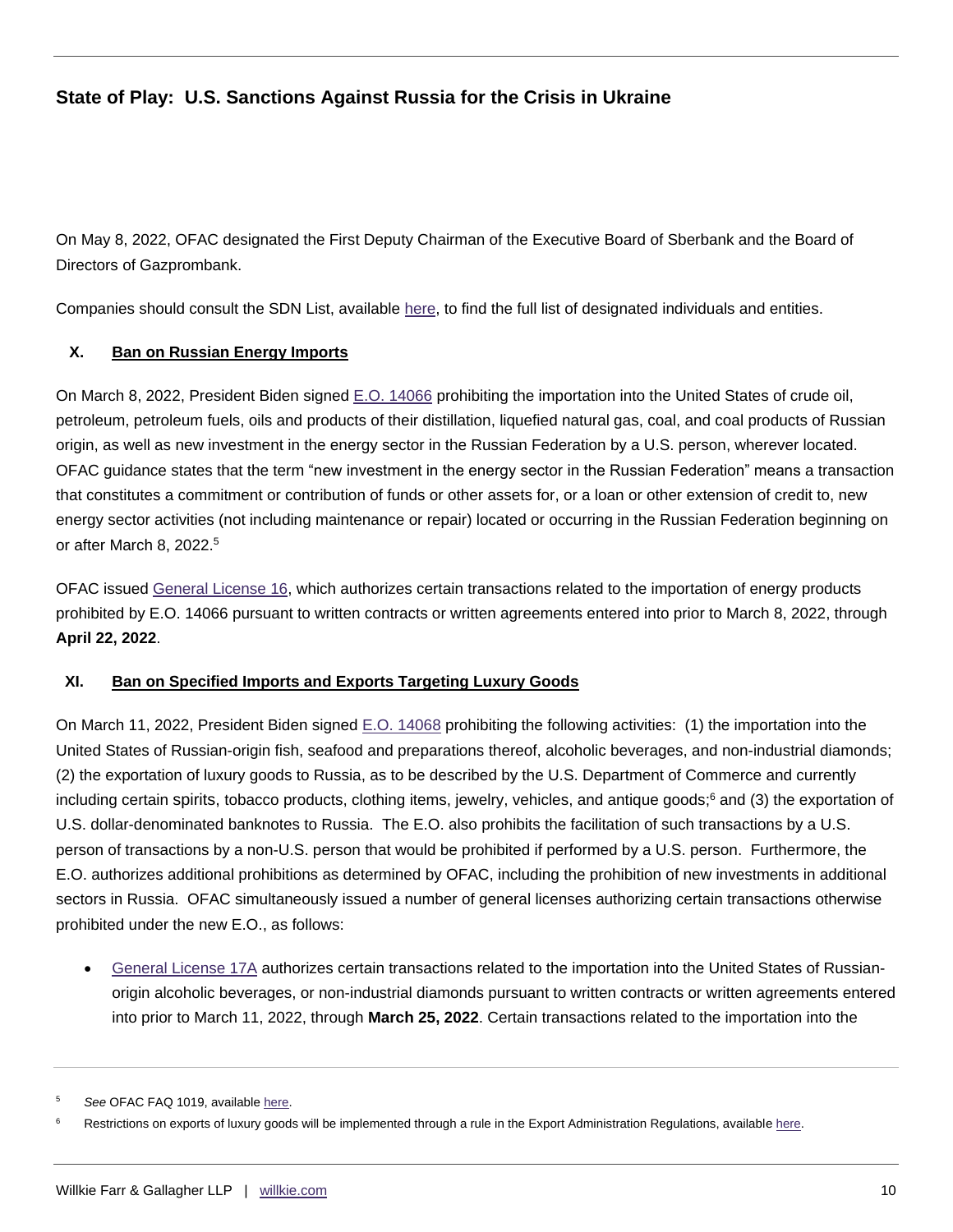On May 8, 2022, OFAC designated the First Deputy Chairman of the Executive Board of Sberbank and the Board of Directors of Gazprombank.

Companies should consult the SDN List, available here, to find the full list of designated individuals and entities.

## X. Ban on Russian Energy Imports

On March 8, 2022, President Biden signed E.O. 14066 prohibiting the importation into the United States of crude oil, petroleum, petroleum fuels, oils and products of their distillation, liquefied natural gas, coal, and coal products of Russian origin, as well as new investment in the energy sector in the Russian Federation by a U.S. person, wherever located. OFAC guidance states that the term "new investment in the energy sector in the Russian Federation" means a transaction that constitutes a commitment or contribution of funds or other assets for, or a loan or other extension of credit to, new energy sector activities (not including maintenance or repair) located or occurring in the Russian Federation beginning on or after March 8, 2022.[5]

OFAC issued General License 16, which authorizes certain transactions related to the importation of energy products prohibited by E.O. 14066 pursuant to written contracts or written agreements entered into prior to March 8, 2022, through **April 22, 2022**.

## XI. Ban on Specified Imports and Exports Targeting Luxury Goods

On March 11, 2022, President Biden signed E.O. 14068 prohibiting the following activities: (1) the importation into the United States of Russian-origin fish, seafood and preparations thereof, alcoholic beverages, and non-industrial diamonds; (2) the exportation of luxury goods to Russia, as to be described by the U.S. Department of Commerce and currently including certain spirits, tobacco products, clothing items, jewelry, vehicles, and antique goods;[6] and (3) the exportation of U.S. dollar-denominated banknotes to Russia. The E.O. also prohibits the facilitation of such transactions by a U.S. person of transactions by a non-U.S. person that would be prohibited if performed by a U.S. person. Furthermore, the E.O. authorizes additional prohibitions as determined by OFAC, including the prohibition of new investments in additional sectors in Russia. OFAC simultaneously issued a number of general licenses authorizing certain transactions otherwise prohibited under the new E.O., as follows:

- General License 17A authorizes certain transactions related to the importation into the United States of Russian-origin alcoholic beverages, or non-industrial diamonds pursuant to written contracts or written agreements entered into prior to March 11, 2022, through **March 25, 2022**. Certain transactions related to the importation into the

[5] *See* OFAC FAQ 1019, available here.

[6] Restrictions on exports of luxury goods will be implemented through a rule in the Export Administration Regulations, available here.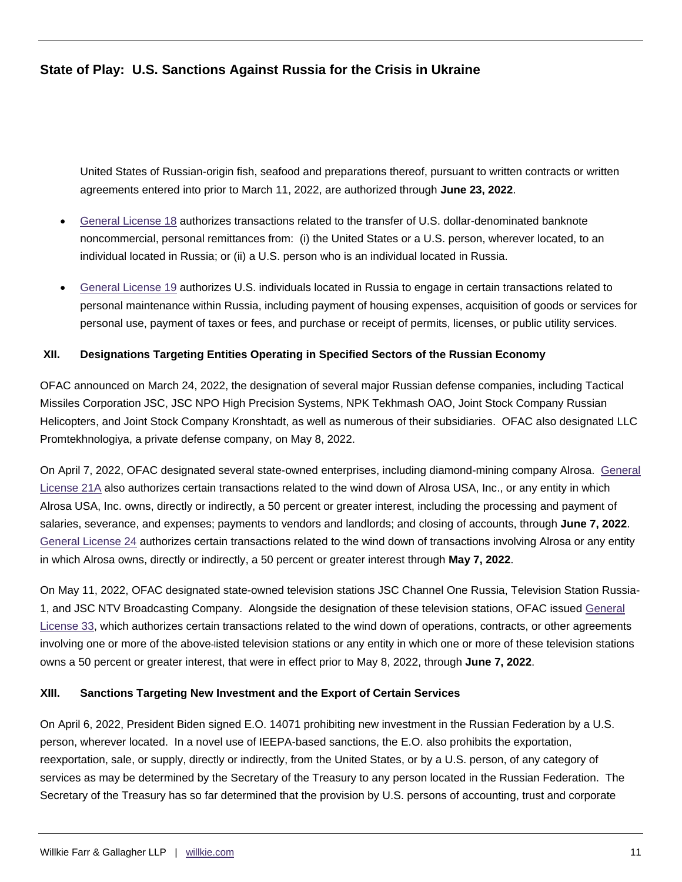United States of Russian-origin fish, seafood and preparations thereof, pursuant to written contracts or written agreements entered into prior to March 11, 2022, are authorized through **June 23, 2022**.

- General License 18 authorizes transactions related to the transfer of U.S. dollar-denominated banknote noncommercial, personal remittances from: (i) the United States or a U.S. person, wherever located, to an individual located in Russia; or (ii) a U.S. person who is an individual located in Russia.

- General License 19 authorizes U.S. individuals located in Russia to engage in certain transactions related to personal maintenance within Russia, including payment of housing expenses, acquisition of goods or services for personal use, payment of taxes or fees, and purchase or receipt of permits, licenses, or public utility services.

## XII. Designations Targeting Entities Operating in Specified Sectors of the Russian Economy

OFAC announced on March 24, 2022, the designation of several major Russian defense companies, including Tactical Missiles Corporation JSC, JSC NPO High Precision Systems, NPK Tekhmash OAO, Joint Stock Company Russian Helicopters, and Joint Stock Company Kronshtadt, as well as numerous of their subsidiaries. OFAC also designated LLC Promtekhnologiya, a private defense company, on May 8, 2022.

On April 7, 2022, OFAC designated several state-owned enterprises, including diamond-mining company Alrosa. General License 21A also authorizes certain transactions related to the wind down of Alrosa USA, Inc., or any entity in which Alrosa USA, Inc. owns, directly or indirectly, a 50 percent or greater interest, including the processing and payment of salaries, severance, and expenses; payments to vendors and landlords; and closing of accounts, through **June 7, 2022**. General License 24 authorizes certain transactions related to the wind down of transactions involving Alrosa or any entity in which Alrosa owns, directly or indirectly, a 50 percent or greater interest through **May 7, 2022**.

On May 11, 2022, OFAC designated state-owned television stations JSC Channel One Russia, Television Station Russia-1, and JSC NTV Broadcasting Company. Alongside the designation of these television stations, OFAC issued General License 33, which authorizes certain transactions related to the wind down of operations, contracts, or other agreements involving one or more of the above-listed television stations or any entity in which one or more of these television stations owns a 50 percent or greater interest, that were in effect prior to May 8, 2022, through **June 7, 2022**.

## XIII. Sanctions Targeting New Investment and the Export of Certain Services

On April 6, 2022, President Biden signed E.O. 14071 prohibiting new investment in the Russian Federation by a U.S. person, wherever located. In a novel use of IEEPA-based sanctions, the E.O. also prohibits the exportation, reexportation, sale, or supply, directly or indirectly, from the United States, or by a U.S. person, of any category of services as may be determined by the Secretary of the Treasury to any person located in the Russian Federation. The Secretary of the Treasury has so far determined that the provision by U.S. persons of accounting, trust and corporate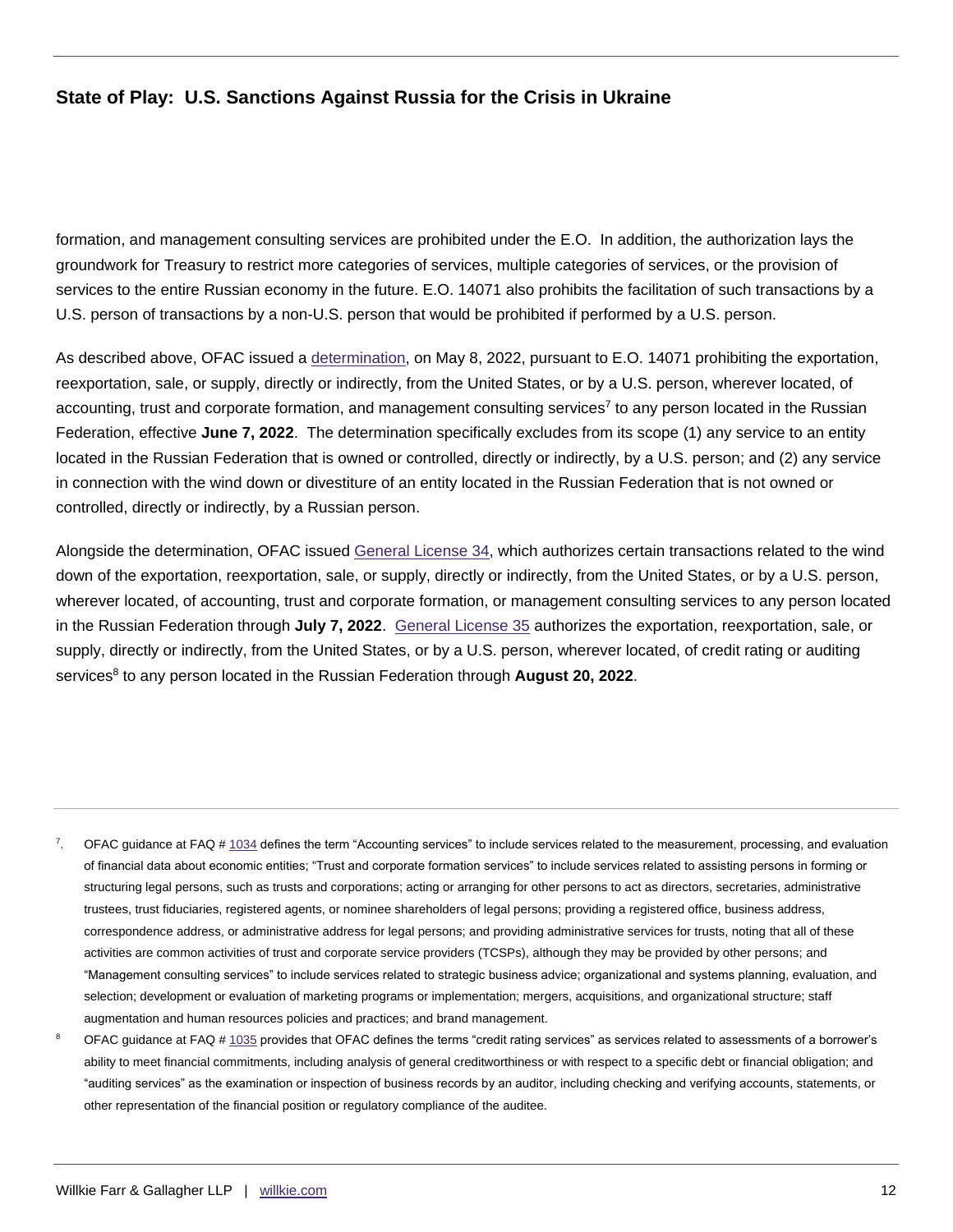formation, and management consulting services are prohibited under the E.O. In addition, the authorization lays the groundwork for Treasury to restrict more categories of services, multiple categories of services, or the provision of services to the entire Russian economy in the future. E.O. 14071 also prohibits the facilitation of such transactions by a U.S. person of transactions by a non-U.S. person that would be prohibited if performed by a U.S. person.

As described above, OFAC issued a determination, on May 8, 2022, pursuant to E.O. 14071 prohibiting the exportation, reexportation, sale, or supply, directly or indirectly, from the United States, or by a U.S. person, wherever located, of accounting, trust and corporate formation, and management consulting services[7] to any person located in the Russian Federation, effective **June 7, 2022**. The determination specifically excludes from its scope (1) any service to an entity located in the Russian Federation that is owned or controlled, directly or indirectly, by a U.S. person; and (2) any service in connection with the wind down or divestiture of an entity located in the Russian Federation that is not owned or controlled, directly or indirectly, by a Russian person.

Alongside the determination, OFAC issued General License 34, which authorizes certain transactions related to the wind down of the exportation, reexportation, sale, or supply, directly or indirectly, from the United States, or by a U.S. person, wherever located, of accounting, trust and corporate formation, or management consulting services to any person located in the Russian Federation through **July 7, 2022**. General License 35 authorizes the exportation, reexportation, sale, or supply, directly or indirectly, from the United States, or by a U.S. person, wherever located, of credit rating or auditing services[8] to any person located in the Russian Federation through **August 20, 2022**.

---

7. OFAC guidance at FAQ # 1034 defines the term "Accounting services" to include services related to the measurement, processing, and evaluation of financial data about economic entities; "Trust and corporate formation services" to include services related to assisting persons in forming or structuring legal persons, such as trusts and corporations; acting or arranging for other persons to act as directors, secretaries, administrative trustees, trust fiduciaries, registered agents, or nominee shareholders of legal persons; providing a registered office, business address, correspondence address, or administrative address for legal persons; and providing administrative services for trusts, noting that all of these activities are common activities of trust and corporate service providers (TCSPs), although they may be provided by other persons; and "Management consulting services" to include services related to strategic business advice; organizational and systems planning, evaluation, and selection; development or evaluation of marketing programs or implementation; mergers, acquisitions, and organizational structure; staff augmentation and human resources policies and practices; and brand management.

8. OFAC guidance at FAQ # 1035 provides that OFAC defines the terms "credit rating services" as services related to assessments of a borrower's ability to meet financial commitments, including analysis of general creditworthiness or with respect to a specific debt or financial obligation; and "auditing services" as the examination or inspection of business records by an auditor, including checking and verifying accounts, statements, or other representation of the financial position or regulatory compliance of the auditee.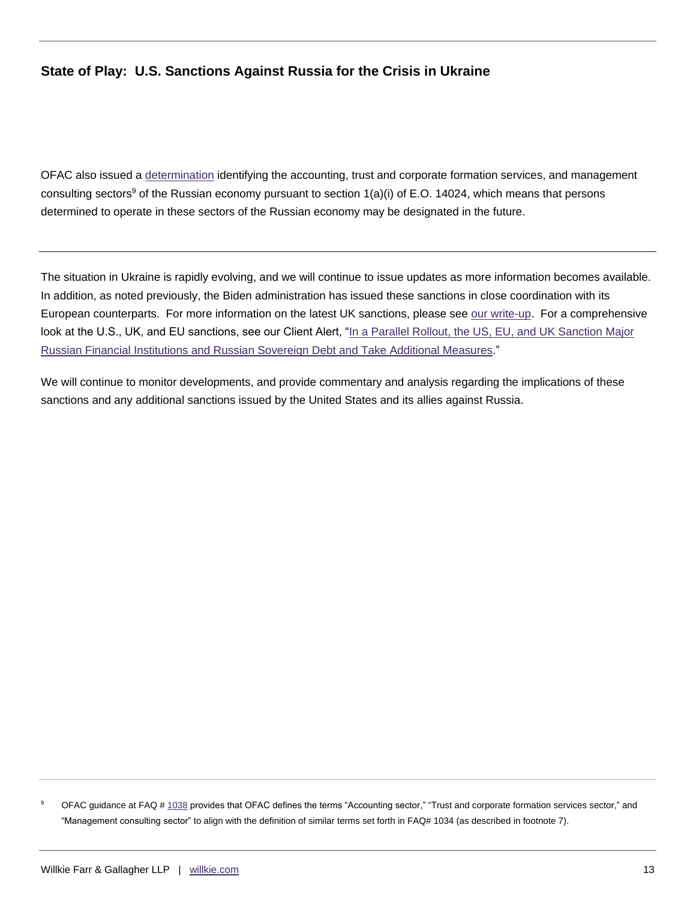OFAC also issued a determination identifying the accounting, trust and corporate formation services, and management consulting sectors[9] of the Russian economy pursuant to section 1(a)(i) of E.O. 14024, which means that persons determined to operate in these sectors of the Russian economy may be designated in the future.

---

The situation in Ukraine is rapidly evolving, and we will continue to issue updates as more information becomes available. In addition, as noted previously, the Biden administration has issued these sanctions in close coordination with its European counterparts. For more information on the latest UK sanctions, please see our write-up. For a comprehensive look at the U.S., UK, and EU sanctions, see our Client Alert, "In a Parallel Rollout, the US, EU, and UK Sanction Major Russian Financial Institutions and Russian Sovereign Debt and Take Additional Measures."

We will continue to monitor developments, and provide commentary and analysis regarding the implications of these sanctions and any additional sanctions issued by the United States and its allies against Russia.

---

[9] OFAC guidance at FAQ # 1038 provides that OFAC defines the terms "Accounting sector," "Trust and corporate formation services sector," and "Management consulting sector" to align with the definition of similar terms set forth in FAQ# 1034 (as described in footnote 7).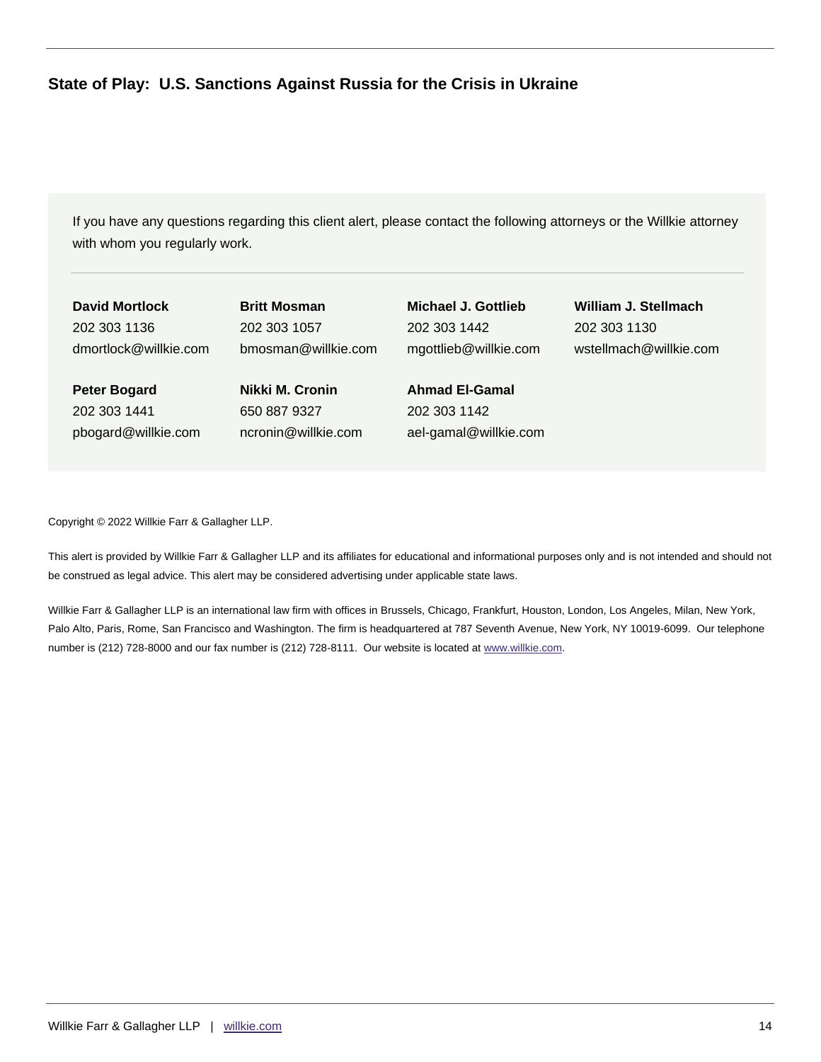If you have any questions regarding this client alert, please contact the following attorneys or the Willkie attorney with whom you regularly work.

| | | | |
|---|---|---|---|
| **David Mortlock**<br>202 303 1136<br>dmortlock@willkie.com | **Britt Mosman**<br>202 303 1057<br>bmosman@willkie.com | **Michael J. Gottlieb**<br>202 303 1442<br>mgottlieb@willkie.com | **William J. Stellmach**<br>202 303 1130<br>wstellmach@willkie.com |
| **Peter Bogard**<br>202 303 1441<br>pbogard@willkie.com | **Nikki M. Cronin**<br>650 887 9327<br>ncronin@willkie.com | **Ahmad El-Gamal**<br>202 303 1142<br>ael-gamal@willkie.com | |

Copyright © 2022 Willkie Farr & Gallagher LLP.

This alert is provided by Willkie Farr & Gallagher LLP and its affiliates for educational and informational purposes only and is not intended and should not be construed as legal advice. This alert may be considered advertising under applicable state laws.

Willkie Farr & Gallagher LLP is an international law firm with offices in Brussels, Chicago, Frankfurt, Houston, London, Los Angeles, Milan, New York, Palo Alto, Paris, Rome, San Francisco and Washington. The firm is headquartered at 787 Seventh Avenue, New York, NY 10019-6099. Our telephone number is (212) 728-8000 and our fax number is (212) 728-8111. Our website is located at www.willkie.com.